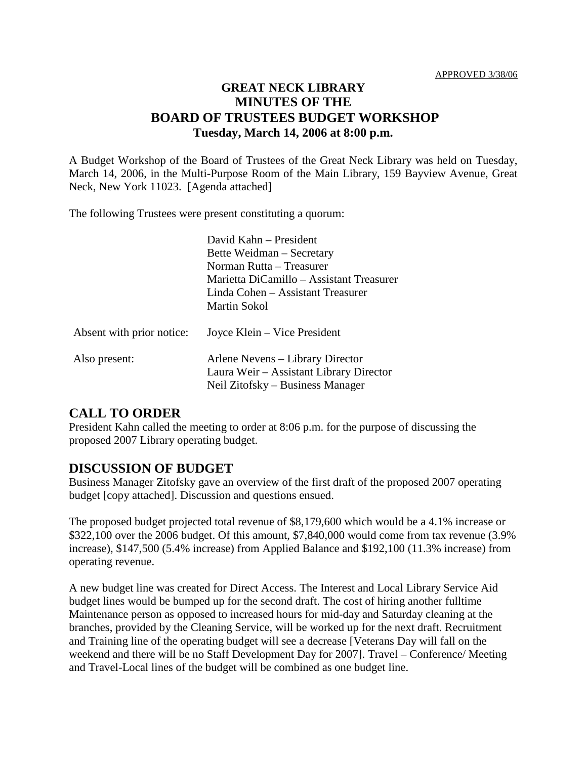APPROVED 3/38/06

# GREAT NECK LIBRARY
# MINUTES OF THE
# BOARD OF TRUSTEES BUDGET WORKSHOP
**Tuesday, March 14, 2006 at 8:00 p.m.**

A Budget Workshop of the Board of Trustees of the Great Neck Library was held on Tuesday, March 14, 2006, in the Multi-Purpose Room of the Main Library, 159 Bayview Avenue, Great Neck, New York 11023. [Agenda attached]

The following Trustees were present constituting a quorum:

David Kahn – President
Bette Weidman – Secretary
Norman Rutta – Treasurer
Marietta DiCamillo – Assistant Treasurer
Linda Cohen – Assistant Treasurer
Martin Sokol

Absent with prior notice: Joyce Klein – Vice President

Also present:
Arlene Nevens – Library Director
Laura Weir – Assistant Library Director
Neil Zitofsky – Business Manager

## CALL TO ORDER

President Kahn called the meeting to order at 8:06 p.m. for the purpose of discussing the proposed 2007 Library operating budget.

## DISCUSSION OF BUDGET

Business Manager Zitofsky gave an overview of the first draft of the proposed 2007 operating budget [copy attached]. Discussion and questions ensued.

The proposed budget projected total revenue of $8,179,600 which would be a 4.1% increase or $322,100 over the 2006 budget. Of this amount, $7,840,000 would come from tax revenue (3.9% increase), $147,500 (5.4% increase) from Applied Balance and $192,100 (11.3% increase) from operating revenue.

A new budget line was created for Direct Access. The Interest and Local Library Service Aid budget lines would be bumped up for the second draft. The cost of hiring another fulltime Maintenance person as opposed to increased hours for mid-day and Saturday cleaning at the branches, provided by the Cleaning Service, will be worked up for the next draft. Recruitment and Training line of the operating budget will see a decrease [Veterans Day will fall on the weekend and there will be no Staff Development Day for 2007]. Travel – Conference/ Meeting and Travel-Local lines of the budget will be combined as one budget line.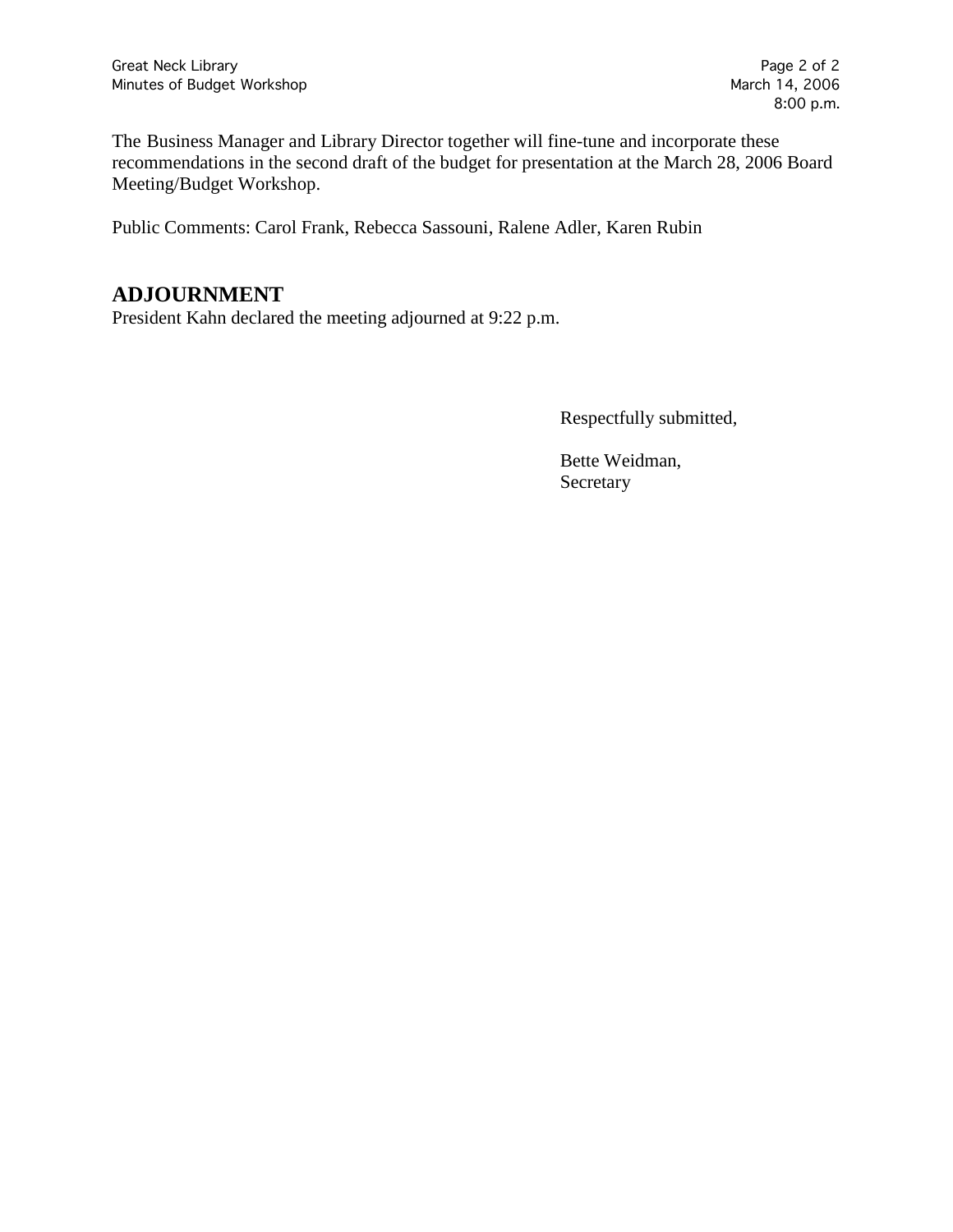The Business Manager and Library Director together will fine-tune and incorporate these recommendations in the second draft of the budget for presentation at the March 28, 2006 Board Meeting/Budget Workshop.

Public Comments: Carol Frank, Rebecca Sassouni, Ralene Adler, Karen Rubin

## ADJOURNMENT

President Kahn declared the meeting adjourned at 9:22 p.m.

Respectfully submitted,

Bette Weidman,
Secretary